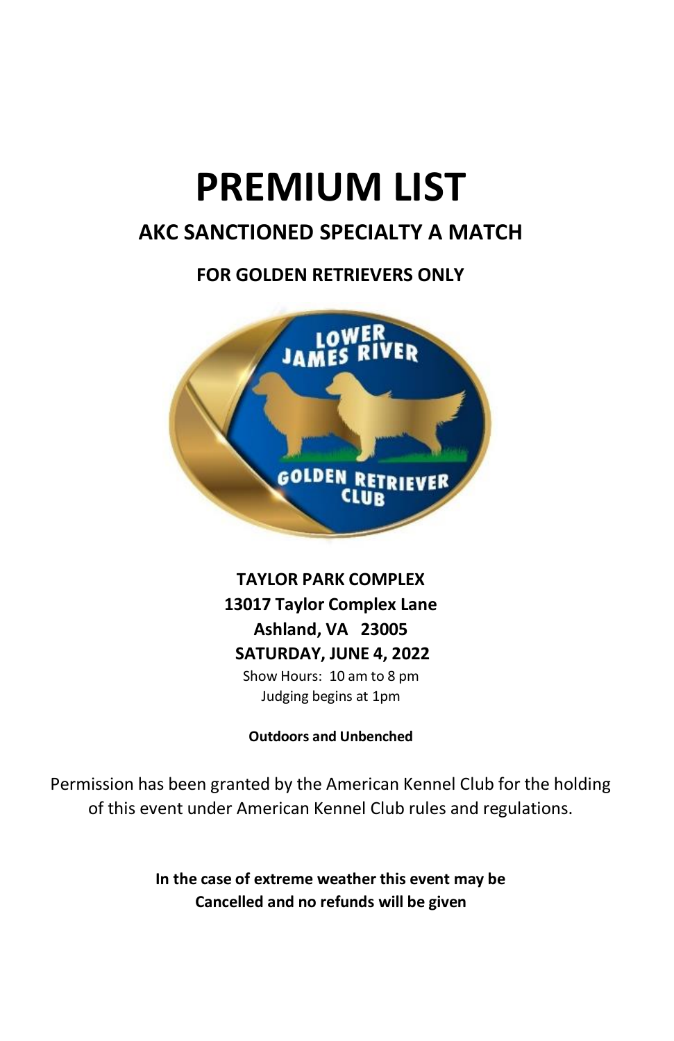# PREMIUM LIST

## AKC SANCTIONED SPECIALTY A MATCH

### FOR GOLDEN RETRIEVERS ONLY

**TAYLOR PARK COMPLEX**
**13017 Taylor Complex Lane**
**Ashland, VA 23005**
**SATURDAY, JUNE 4, 2022**
Show Hours: 10 am to 8 pm
Judging begins at 1pm

**Outdoors and Unbenched**

Permission has been granted by the American Kennel Club for the holding of this event under American Kennel Club rules and regulations.

**In the case of extreme weather this event may be Cancelled and no refunds will be given**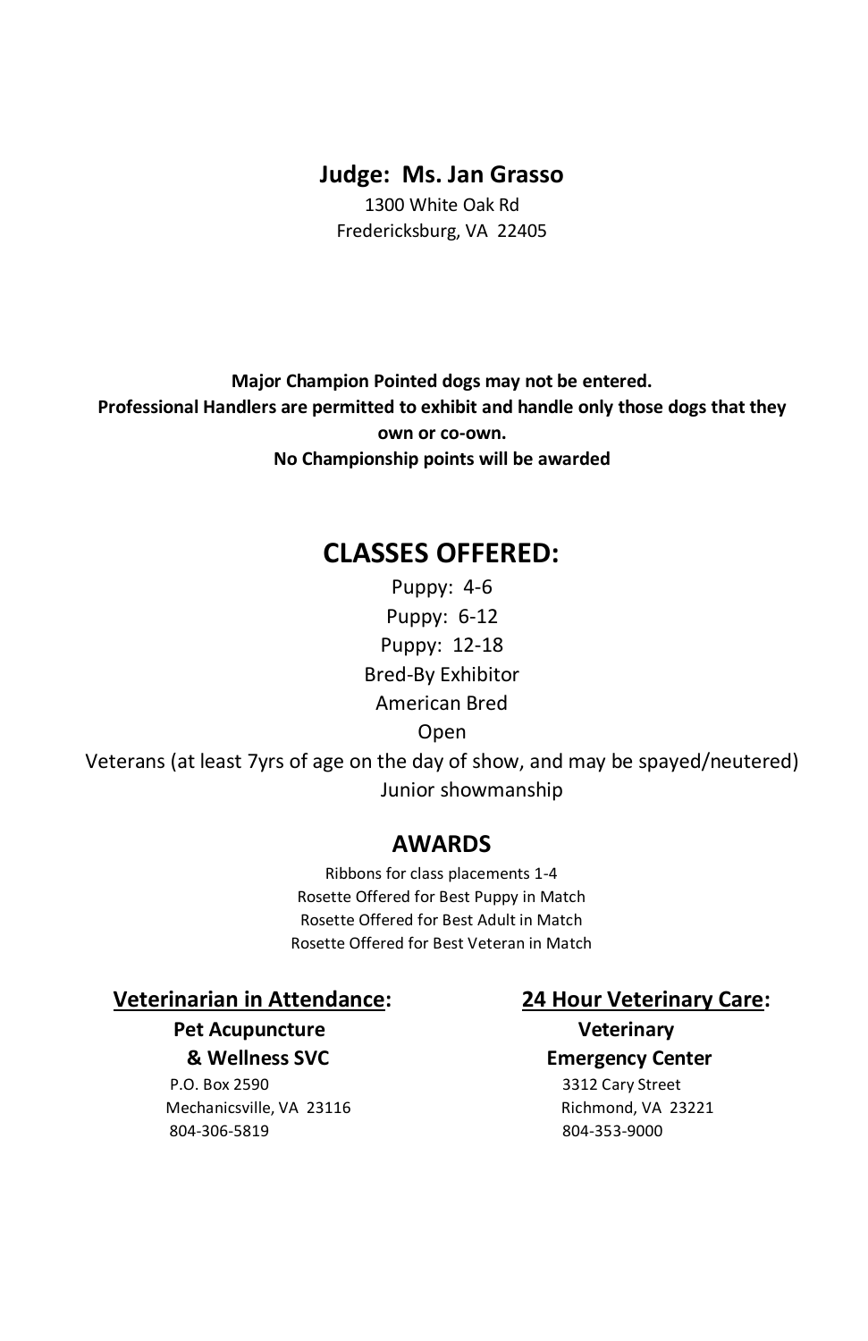**Judge: Ms. Jan Grasso**

1300 White Oak Rd
Fredericksburg, VA 22405

**Major Champion Pointed dogs may not be entered.**
**Professional Handlers are permitted to exhibit and handle only those dogs that they own or co-own.**
**No Championship points will be awarded**

## CLASSES OFFERED:

Puppy: 4-6
Puppy: 6-12
Puppy: 12-18
Bred-By Exhibitor
American Bred
Open
Veterans (at least 7yrs of age on the day of show, and may be spayed/neutered)
Junior showmanship

## AWARDS

Ribbons for class placements 1-4
Rosette Offered for Best Puppy in Match
Rosette Offered for Best Adult in Match
Rosette Offered for Best Veteran in Match

**Veterinarian in Attendance:**

**Pet Acupuncture & Wellness SVC**
P.O. Box 2590
Mechanicsville, VA 23116
804-306-5819

**24 Hour Veterinary Care:**

**Veterinary Emergency Center**
3312 Cary Street
Richmond, VA 23221
804-353-9000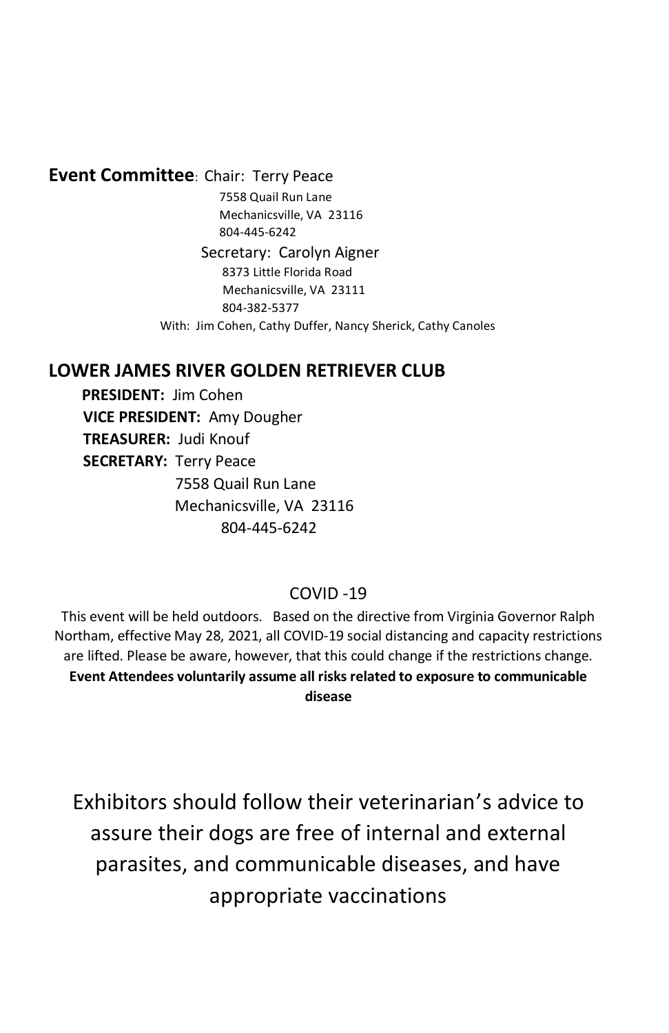**Event Committee**: Chair: Terry Peace
7558 Quail Run Lane
Mechanicsville, VA 23116
804-445-6242

Secretary: Carolyn Aigner
8373 Little Florida Road
Mechanicsville, VA 23111
804-382-5377

With: Jim Cohen, Cathy Duffer, Nancy Sherick, Cathy Canoles

## LOWER JAMES RIVER GOLDEN RETRIEVER CLUB

**PRESIDENT:** Jim Cohen
**VICE PRESIDENT:** Amy Dougher
**TREASURER:** Judi Knouf
**SECRETARY:** Terry Peace
7558 Quail Run Lane
Mechanicsville, VA 23116
804-445-6242

COVID -19

This event will be held outdoors. Based on the directive from Virginia Governor Ralph Northam, effective May 28, 2021, all COVID-19 social distancing and capacity restrictions are lifted. Please be aware, however, that this could change if the restrictions change.
**Event Attendees voluntarily assume all risks related to exposure to communicable disease**

Exhibitors should follow their veterinarian's advice to assure their dogs are free of internal and external parasites, and communicable diseases, and have appropriate vaccinations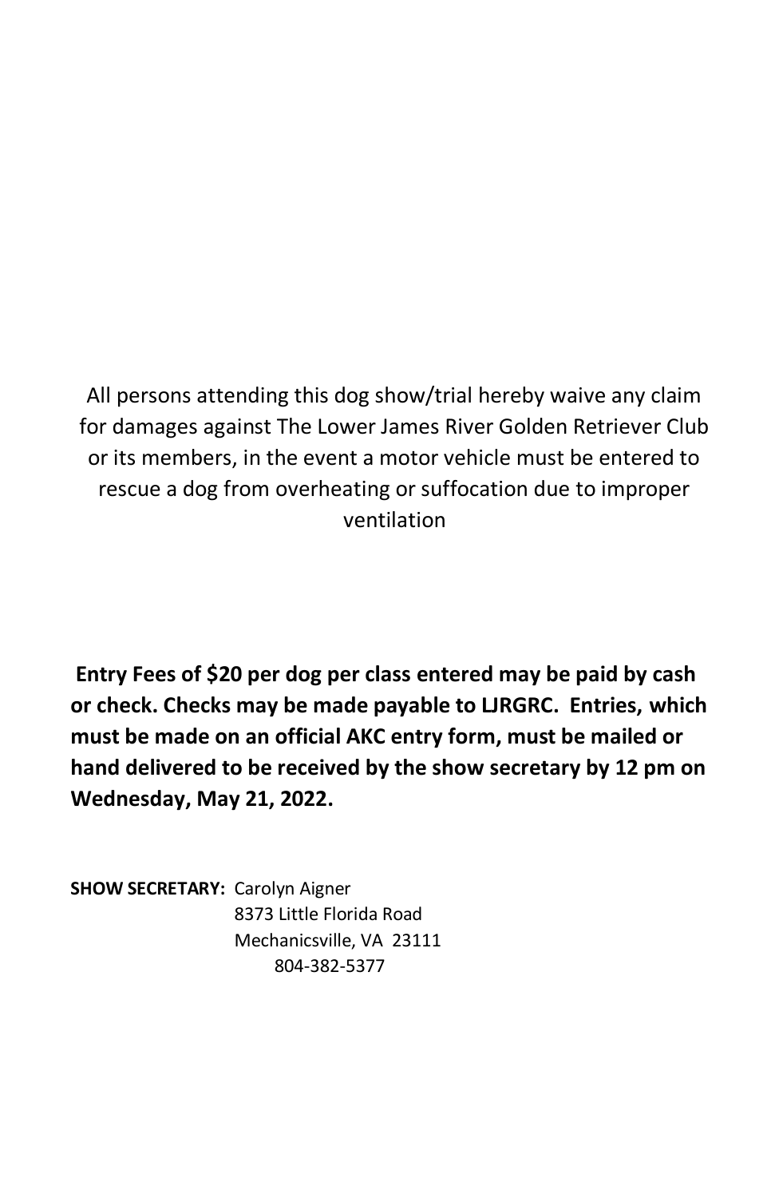All persons attending this dog show/trial hereby waive any claim for damages against The Lower James River Golden Retriever Club or its members, in the event a motor vehicle must be entered to rescue a dog from overheating or suffocation due to improper ventilation

**Entry Fees of $20 per dog per class entered may be paid by cash or check. Checks may be made payable to LJRGRC. Entries, which must be made on an official AKC entry form, must be mailed or hand delivered to be received by the show secretary by 12 pm on Wednesday, May 21, 2022.**

**SHOW SECRETARY:** Carolyn Aigner
8373 Little Florida Road
Mechanicsville, VA 23111
804-382-5377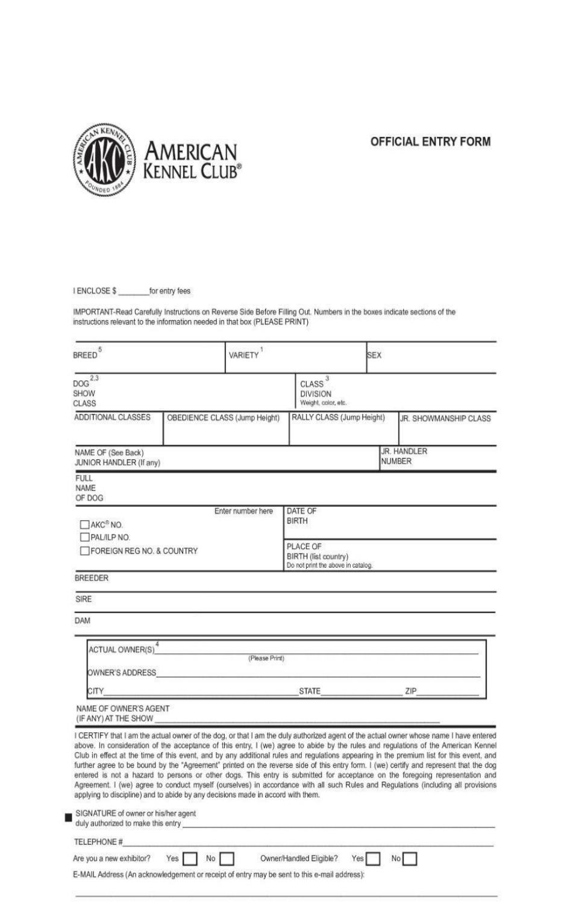AMERICAN KENNEL CLUB®

# OFFICIAL ENTRY FORM

I ENCLOSE $ ________ for entry fees

IMPORTANT-Read Carefully Instructions on Reverse Side Before Filling Out. Numbers in the boxes indicate sections of the instructions relevant to the information needed in that box (PLEASE PRINT)

| BREED [5] | VARIETY [1] | SEX |
|---|---|---|
| | | |

| DOG SHOW CLASS [2,3] | CLASS DIVISION [3] Weight, color, etc. |
|---|---|
| | |

| ADDITIONAL CLASSES | OBEDIENCE CLASS (Jump Height) | RALLY CLASS (Jump Height) | JR. SHOWMANSHIP CLASS |
|---|---|---|---|
| | | | |

| NAME OF (See Back) JUNIOR HANDLER (If any) | JR. HANDLER NUMBER |
|---|---|
| | |

FULL NAME OF DOG

| Enter number here | |
|---|---|
| ☐ AKC® NO. ☐ PAL/ILP NO. ☐ FOREIGN REG NO. & COUNTRY | DATE OF BIRTH |
| | PLACE OF BIRTH (list country) Do not print the above in catalog. |

BREEDER

SIRE

DAM

ACTUAL OWNER(S)[4] ________________________________________
(Please Print)

OWNER'S ADDRESS ________________________________________

CITY ________________________ STATE ____________ ZIP ____________

NAME OF OWNER'S AGENT (IF ANY) AT THE SHOW ________________________________________

I CERTIFY that I am the actual owner of the dog, or that I am the duly authorized agent of the actual owner whose name I have entered above. In consideration of the acceptance of this entry, I (we) agree to abide by the rules and regulations of the American Kennel Club in effect at the time of this event, and by any additional rules and regulations appearing in the premium list for this event, and further agree to be bound by the "Agreement" printed on the reverse side of this entry form. I (we) certify and represent that the dog entered is not a hazard to persons or other dogs. This entry is submitted for acceptance on the foregoing representation and Agreement. I (we) agree to conduct myself (ourselves) in accordance with all such Rules and Regulations (including all provisions applying to discipline) and to abide by any decisions made in accord with them.

SIGNATURE of owner or his/her agent duly authorized to make this entry ________________________________________

TELEPHONE # ________________________________________

Are you a new exhibitor? Yes ☐ No ☐ Owner/Handled Eligible? Yes ☐ No ☐

E-MAIL Address (An acknowledgement or receipt of entry may be sent to this e-mail address):

________________________________________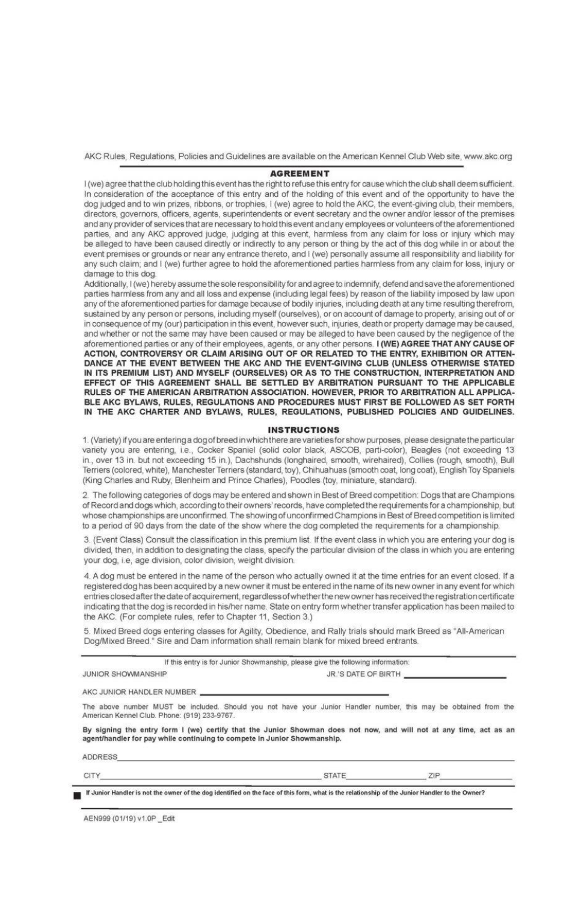AKC Rules, Regulations, Policies and Guidelines are available on the American Kennel Club Web site, www.akc.org

## AGREEMENT

I (we) agree that the club holding this event has the right to refuse this entry for cause which the club shall deem sufficient. In consideration of the acceptance of this entry and of the holding of this event and of the opportunity to have the dog judged and to win prizes, ribbons, or trophies, I (we) agree to hold the AKC, the event-giving club, their members, directors, governors, officers, agents, superintendents or event secretary and the owner and/or lessor of the premises and any provider of services that are necessary to hold this event and any employees or volunteers of the aforementioned parties, and any AKC approved judge, judging at this event, harmless from any claim for loss or injury which may be alleged to have been caused directly or indirectly to any person or thing by the act of this dog while in or about the event premises or grounds or near any entrance thereto, and I (we) personally assume all responsibility and liability for any such claim; and I (we) further agree to hold the aforementioned parties harmless from any claim for loss, injury or damage to this dog.

Additionally, I (we) hereby assume the sole responsibility for and agree to indemnify, defend and save the aforementioned parties harmless from any and all loss and expense (including legal fees) by reason of the liability imposed by law upon any of the aforementioned parties for damage because of bodily injuries, including death at any time resulting therefrom, sustained by any person or persons, including myself (ourselves), or on account of damage to property, arising out of or in consequence of my (our) participation in this event, however such, injuries, death or property damage may be caused, and whether or not the same may have been caused or may be alleged to have been caused by the negligence of the aforementioned parties or any of their employees, agents, or any other persons. **I (WE) AGREE THAT ANY CAUSE OF ACTION, CONTROVERSY OR CLAIM ARISING OUT OF OR RELATED TO THE ENTRY, EXHIBITION OR ATTENDANCE AT THE EVENT BETWEEN THE AKC AND THE EVENT-GIVING CLUB (UNLESS OTHERWISE STATED IN ITS PREMIUM LIST) AND MYSELF (OURSELVES) OR AS TO THE CONSTRUCTION, INTERPRETATION AND EFFECT OF THIS AGREEMENT SHALL BE SETTLED BY ARBITRATION PURSUANT TO THE APPLICABLE RULES OF THE AMERICAN ARBITRATION ASSOCIATION. HOWEVER, PRIOR TO ARBITRATION ALL APPLICABLE AKC BYLAWS, RULES, REGULATIONS AND PROCEDURES MUST FIRST BE FOLLOWED AS SET FORTH IN THE AKC CHARTER AND BYLAWS, RULES, REGULATIONS, PUBLISHED POLICIES AND GUIDELINES.**

## INSTRUCTIONS

1. (Variety) if you are entering a dog of breed in which there are varieties for show purposes, please designate the particular variety you are entering, i.e., Cocker Spaniel (solid color black, ASCOB, parti-color), Beagles (not exceeding 13 in., over 13 in. but not exceeding 15 in.), Dachshunds (longhaired, smooth, wirehaired), Collies (rough, smooth), Bull Terriers (colored, white), Manchester Terriers (standard, toy), Chihuahuas (smooth coat, long coat), English Toy Spaniels (King Charles and Ruby, Blenheim and Prince Charles), Poodles (toy, miniature, standard).

2. The following categories of dogs may be entered and shown in Best of Breed competition: Dogs that are Champions of Record and dogs which, according to their owners' records, have completed the requirements for a championship, but whose championships are unconfirmed. The showing of unconfirmed Champions in Best of Breed competition is limited to a period of 90 days from the date of the show where the dog completed the requirements for a championship.

3. (Event Class) Consult the classification in this premium list. If the event class in which you are entering your dog is divided, then, in addition to designating the class, specify the particular division of the class in which you are entering your dog, i.e, age division, color division, weight division.

4. A dog must be entered in the name of the person who actually owned it at the time entries for an event closed. If a registered dog has been acquired by a new owner it must be entered in the name of its new owner in any event for which entries closed after the date of acquirement, regardless of whether the new owner has received the registration certificate indicating that the dog is recorded in his/her name. State on entry form whether transfer application has been mailed to the AKC. (For complete rules, refer to Chapter 11, Section 3.)

5. Mixed Breed dogs entering classes for Agility, Obedience, and Rally trials should mark Breed as "All-American Dog/Mixed Breed." Sire and Dam information shall remain blank for mixed breed entrants.

If this entry is for Junior Showmanship, please give the following information:

JUNIOR SHOWMANSHIP JR.'S DATE OF BIRTH ____________________

AKC JUNIOR HANDLER NUMBER ____________________

The above number MUST be included. Should you not have your Junior Handler number, this may be obtained from the American Kennel Club. Phone: (919) 233-9767.

**By signing the entry form I (we) certify that the Junior Showman does not now, and will not at any time, act as an agent/handler for pay while continuing to compete in Junior Showmanship.**

ADDRESS ____________________

CITY ____________________ STATE ____________________ ZIP ____________________

**If Junior Handler is not the owner of the dog identified on the face of this form, what is the relationship of the Junior Handler to the Owner?**

AEN999 (01/19) v1.0P _Edit